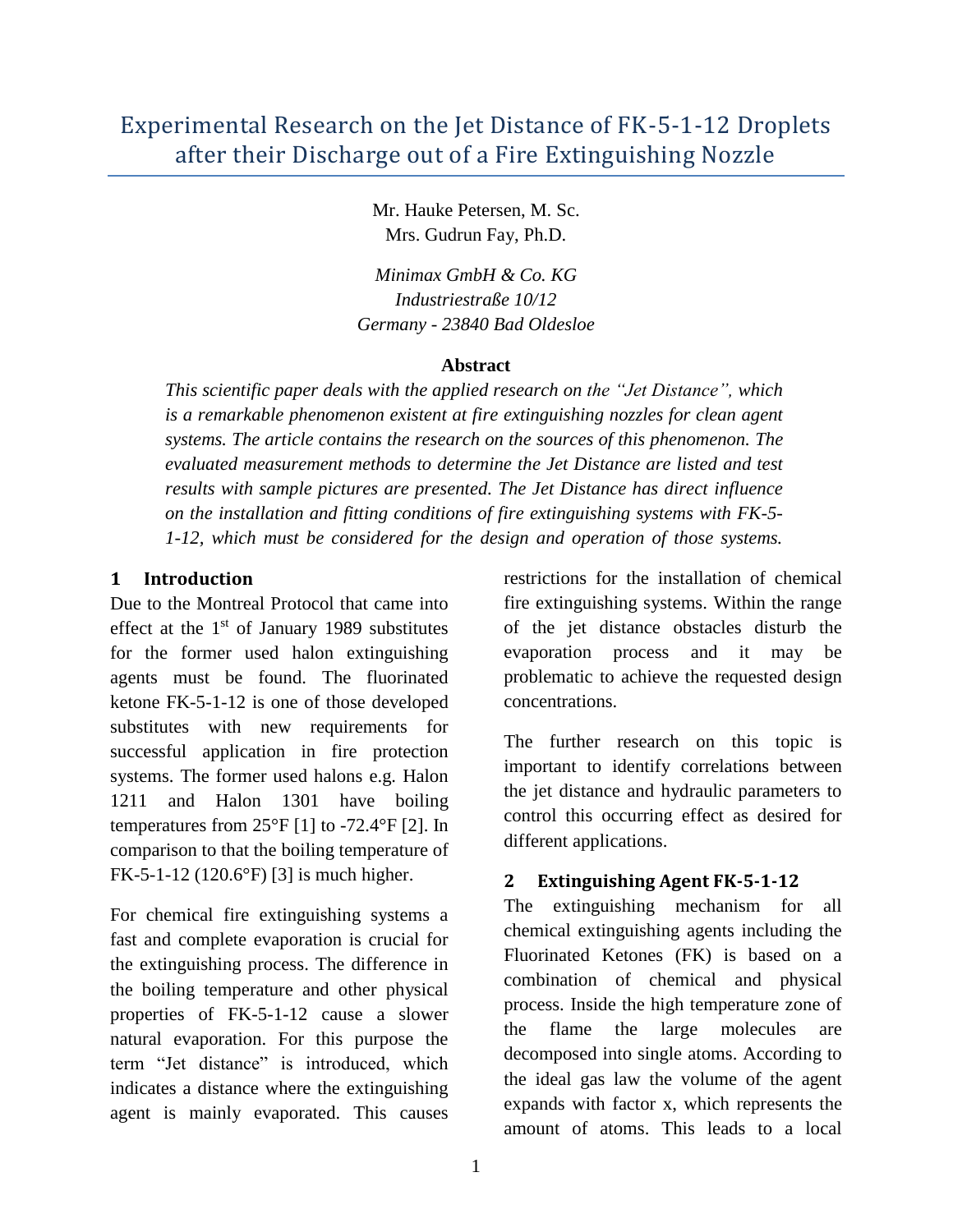# Experimental Research on the Jet Distance of FK-5-1-12 Droplets after their Discharge out of a Fire Extinguishing Nozzle

Mr. Hauke Petersen, M. Sc.
Mrs. Gudrun Fay, Ph.D.

*Minimax GmbH & Co. KG*
*Industriestraße 10/12*
*Germany - 23840 Bad Oldesloe*

**Abstract**

*This scientific paper deals with the applied research on the "Jet Distance", which is a remarkable phenomenon existent at fire extinguishing nozzles for clean agent systems. The article contains the research on the sources of this phenomenon. The evaluated measurement methods to determine the Jet Distance are listed and test results with sample pictures are presented. The Jet Distance has direct influence on the installation and fitting conditions of fire extinguishing systems with FK-5-1-12, which must be considered for the design and operation of those systems.*

## 1 Introduction

Due to the Montreal Protocol that came into effect at the 1st of January 1989 substitutes for the former used halon extinguishing agents must be found. The fluorinated ketone FK-5-1-12 is one of those developed substitutes with new requirements for successful application in fire protection systems. The former used halons e.g. Halon 1211 and Halon 1301 have boiling temperatures from 25°F [1] to -72.4°F [2]. In comparison to that the boiling temperature of FK-5-1-12 (120.6°F) [3] is much higher.

For chemical fire extinguishing systems a fast and complete evaporation is crucial for the extinguishing process. The difference in the boiling temperature and other physical properties of FK-5-1-12 cause a slower natural evaporation. For this purpose the term "Jet distance" is introduced, which indicates a distance where the extinguishing agent is mainly evaporated. This causes restrictions for the installation of chemical fire extinguishing systems. Within the range of the jet distance obstacles disturb the evaporation process and it may be problematic to achieve the requested design concentrations.

The further research on this topic is important to identify correlations between the jet distance and hydraulic parameters to control this occurring effect as desired for different applications.

## 2 Extinguishing Agent FK-5-1-12

The extinguishing mechanism for all chemical extinguishing agents including the Fluorinated Ketones (FK) is based on a combination of chemical and physical process. Inside the high temperature zone of the flame the large molecules are decomposed into single atoms. According to the ideal gas law the volume of the agent expands with factor x, which represents the amount of atoms. This leads to a local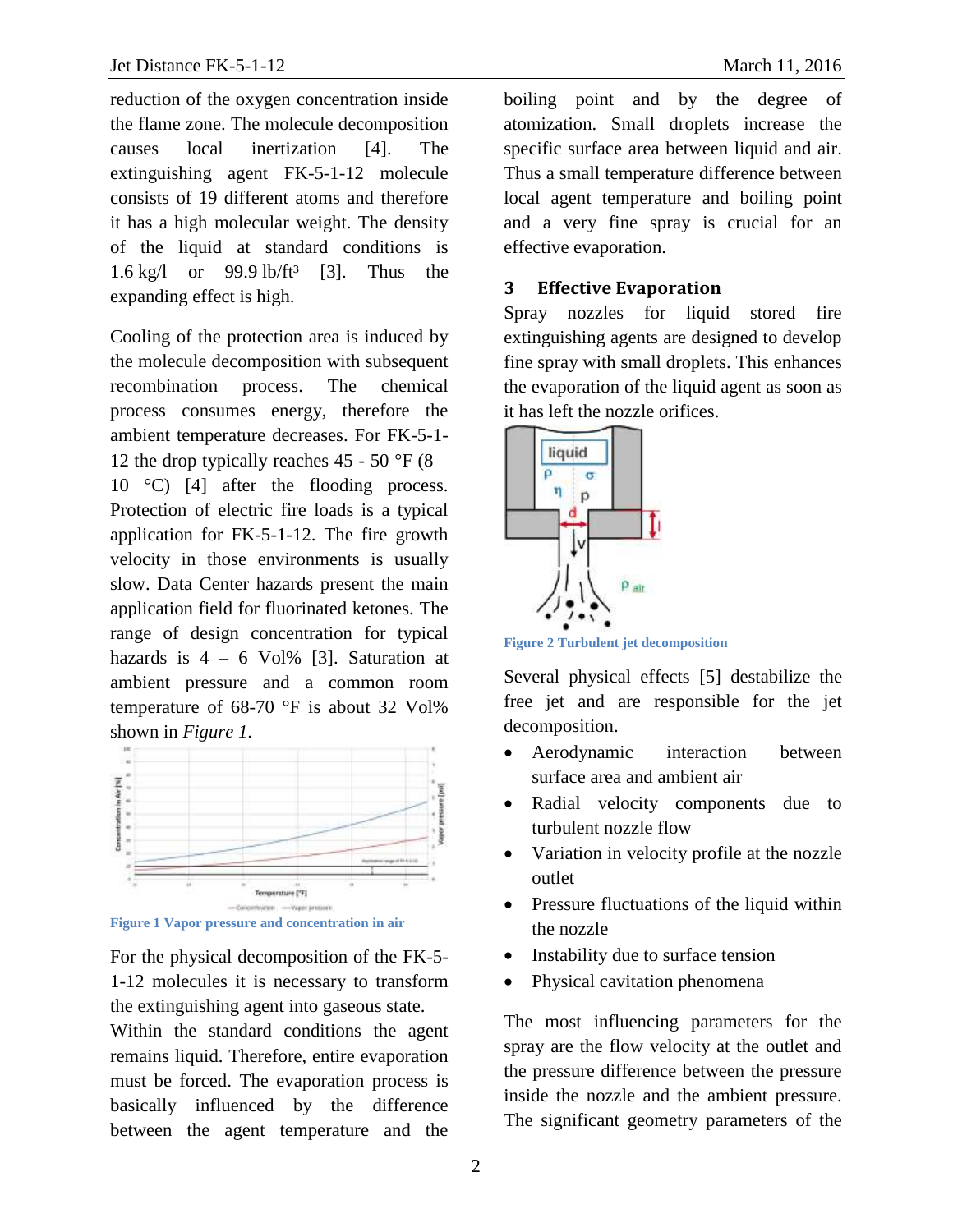reduction of the oxygen concentration inside the flame zone. The molecule decomposition causes local inertization [4]. The extinguishing agent FK-5-1-12 molecule consists of 19 different atoms and therefore it has a high molecular weight. The density of the liquid at standard conditions is 1.6 kg/l or 99.9 lb/ft³ [3]. Thus the expanding effect is high.

Cooling of the protection area is induced by the molecule decomposition with subsequent recombination process. The chemical process consumes energy, therefore the ambient temperature decreases. For FK-5-1-12 the drop typically reaches 45 - 50 °F (8 – 10 °C) [4] after the flooding process. Protection of electric fire loads is a typical application for FK-5-1-12. The fire growth velocity in those environments is usually slow. Data Center hazards present the main application field for fluorinated ketones. The range of design concentration for typical hazards is 4 – 6 Vol% [3]. Saturation at ambient pressure and a common room temperature of 68-70 °F is about 32 Vol% shown in *Figure 1*.

**Figure 1 Vapor pressure and concentration in air**

For the physical decomposition of the FK-5-1-12 molecules it is necessary to transform the extinguishing agent into gaseous state. Within the standard conditions the agent remains liquid. Therefore, entire evaporation must be forced. The evaporation process is basically influenced by the difference between the agent temperature and the boiling point and by the degree of atomization. Small droplets increase the specific surface area between liquid and air. Thus a small temperature difference between local agent temperature and boiling point and a very fine spray is crucial for an effective evaporation.

## 3 Effective Evaporation

Spray nozzles for liquid stored fire extinguishing agents are designed to develop fine spray with small droplets. This enhances the evaporation of the liquid agent as soon as it has left the nozzle orifices.

**Figure 2 Turbulent jet decomposition**

Several physical effects [5] destabilize the free jet and are responsible for the jet decomposition.

- Aerodynamic interaction between surface area and ambient air
- Radial velocity components due to turbulent nozzle flow
- Variation in velocity profile at the nozzle outlet
- Pressure fluctuations of the liquid within the nozzle
- Instability due to surface tension
- Physical cavitation phenomena

The most influencing parameters for the spray are the flow velocity at the outlet and the pressure difference between the pressure inside the nozzle and the ambient pressure. The significant geometry parameters of the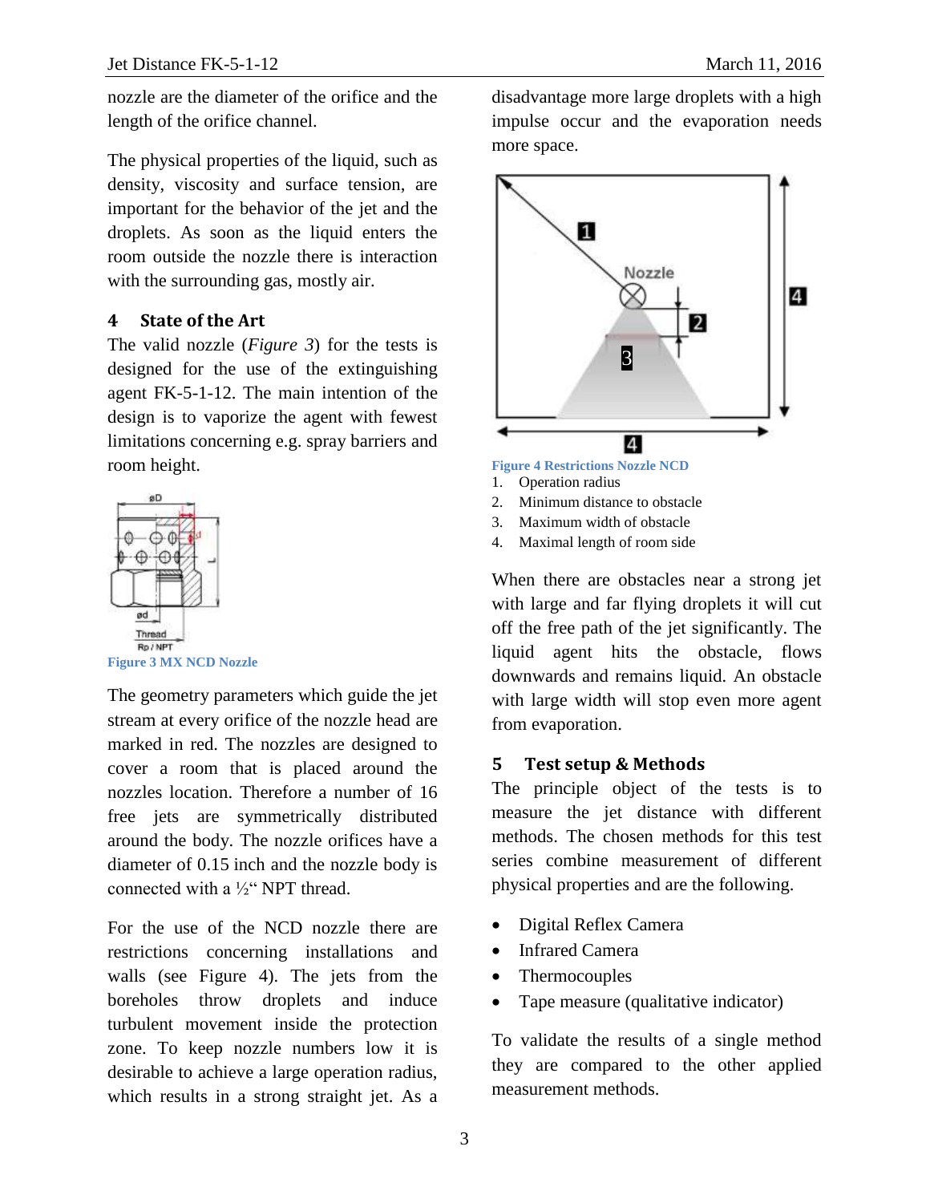nozzle are the diameter of the orifice and the length of the orifice channel.

The physical properties of the liquid, such as density, viscosity and surface tension, are important for the behavior of the jet and the droplets. As soon as the liquid enters the room outside the nozzle there is interaction with the surrounding gas, mostly air.

## 4 State of the Art

The valid nozzle (*Figure 3*) for the tests is designed for the use of the extinguishing agent FK-5-1-12. The main intention of the design is to vaporize the agent with fewest limitations concerning e.g. spray barriers and room height.

Figure 3 MX NCD Nozzle

The geometry parameters which guide the jet stream at every orifice of the nozzle head are marked in red. The nozzles are designed to cover a room that is placed around the nozzles location. Therefore a number of 16 free jets are symmetrically distributed around the body. The nozzle orifices have a diameter of 0.15 inch and the nozzle body is connected with a ½" NPT thread.

For the use of the NCD nozzle there are restrictions concerning installations and walls (see Figure 4). The jets from the boreholes throw droplets and induce turbulent movement inside the protection zone. To keep nozzle numbers low it is desirable to achieve a large operation radius, which results in a strong straight jet. As a disadvantage more large droplets with a high impulse occur and the evaporation needs more space.

Figure 4 Restrictions Nozzle NCD

1. Operation radius
2. Minimum distance to obstacle
3. Maximum width of obstacle
4. Maximal length of room side

When there are obstacles near a strong jet with large and far flying droplets it will cut off the free path of the jet significantly. The liquid agent hits the obstacle, flows downwards and remains liquid. An obstacle with large width will stop even more agent from evaporation.

## 5 Test setup & Methods

The principle object of the tests is to measure the jet distance with different methods. The chosen methods for this test series combine measurement of different physical properties and are the following.

- Digital Reflex Camera
- Infrared Camera
- Thermocouples
- Tape measure (qualitative indicator)

To validate the results of a single method they are compared to the other applied measurement methods.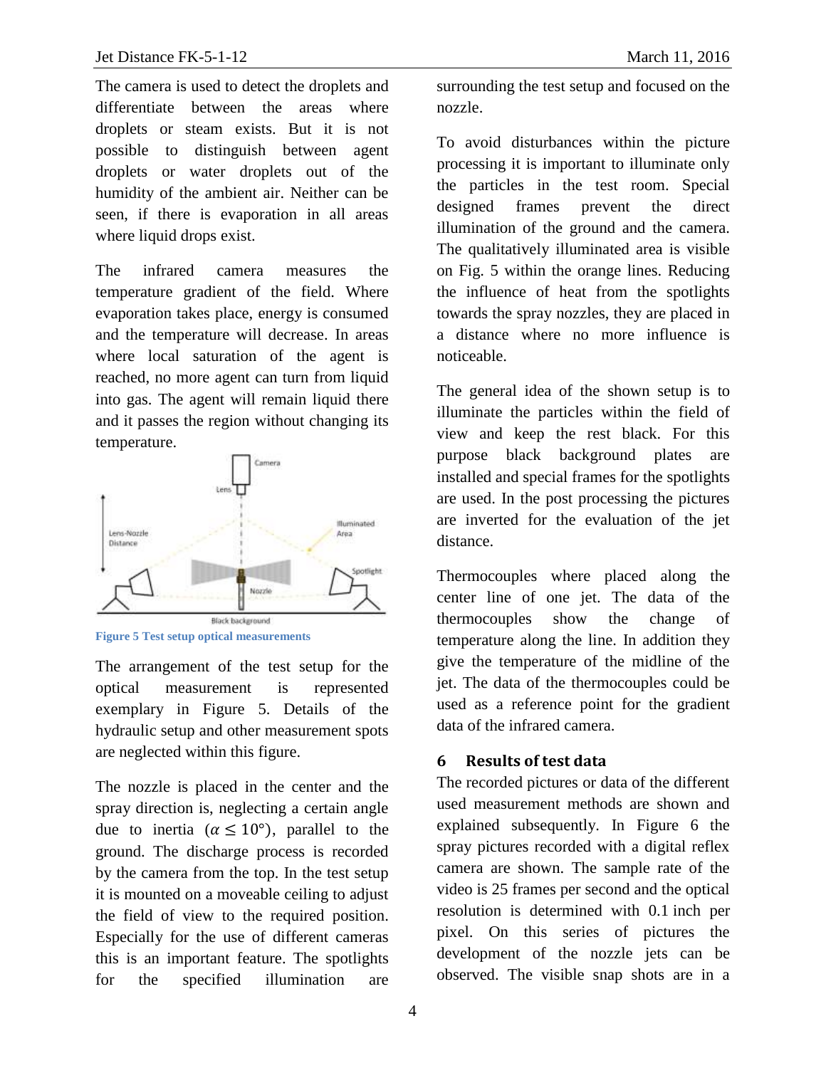The camera is used to detect the droplets and differentiate between the areas where droplets or steam exists. But it is not possible to distinguish between agent droplets or water droplets out of the humidity of the ambient air. Neither can be seen, if there is evaporation in all areas where liquid drops exist.

The infrared camera measures the temperature gradient of the field. Where evaporation takes place, energy is consumed and the temperature will decrease. In areas where local saturation of the agent is reached, no more agent can turn from liquid into gas. The agent will remain liquid there and it passes the region without changing its temperature.

Figure 5 Test setup optical measurements

The arrangement of the test setup for the optical measurement is represented exemplary in Figure 5. Details of the hydraulic setup and other measurement spots are neglected within this figure.

The nozzle is placed in the center and the spray direction is, neglecting a certain angle due to inertia ($\alpha \leq 10°$), parallel to the ground. The discharge process is recorded by the camera from the top. In the test setup it is mounted on a moveable ceiling to adjust the field of view to the required position. Especially for the use of different cameras this is an important feature. The spotlights for the specified illumination are surrounding the test setup and focused on the nozzle.

To avoid disturbances within the picture processing it is important to illuminate only the particles in the test room. Special designed frames prevent the direct illumination of the ground and the camera. The qualitatively illuminated area is visible on Fig. 5 within the orange lines. Reducing the influence of heat from the spotlights towards the spray nozzles, they are placed in a distance where no more influence is noticeable.

The general idea of the shown setup is to illuminate the particles within the field of view and keep the rest black. For this purpose black background plates are installed and special frames for the spotlights are used. In the post processing the pictures are inverted for the evaluation of the jet distance.

Thermocouples where placed along the center line of one jet. The data of the thermocouples show the change of temperature along the line. In addition they give the temperature of the midline of the jet. The data of the thermocouples could be used as a reference point for the gradient data of the infrared camera.

## 6 Results of test data

The recorded pictures or data of the different used measurement methods are shown and explained subsequently. In Figure 6 the spray pictures recorded with a digital reflex camera are shown. The sample rate of the video is 25 frames per second and the optical resolution is determined with 0.1 inch per pixel. On this series of pictures the development of the nozzle jets can be observed. The visible snap shots are in a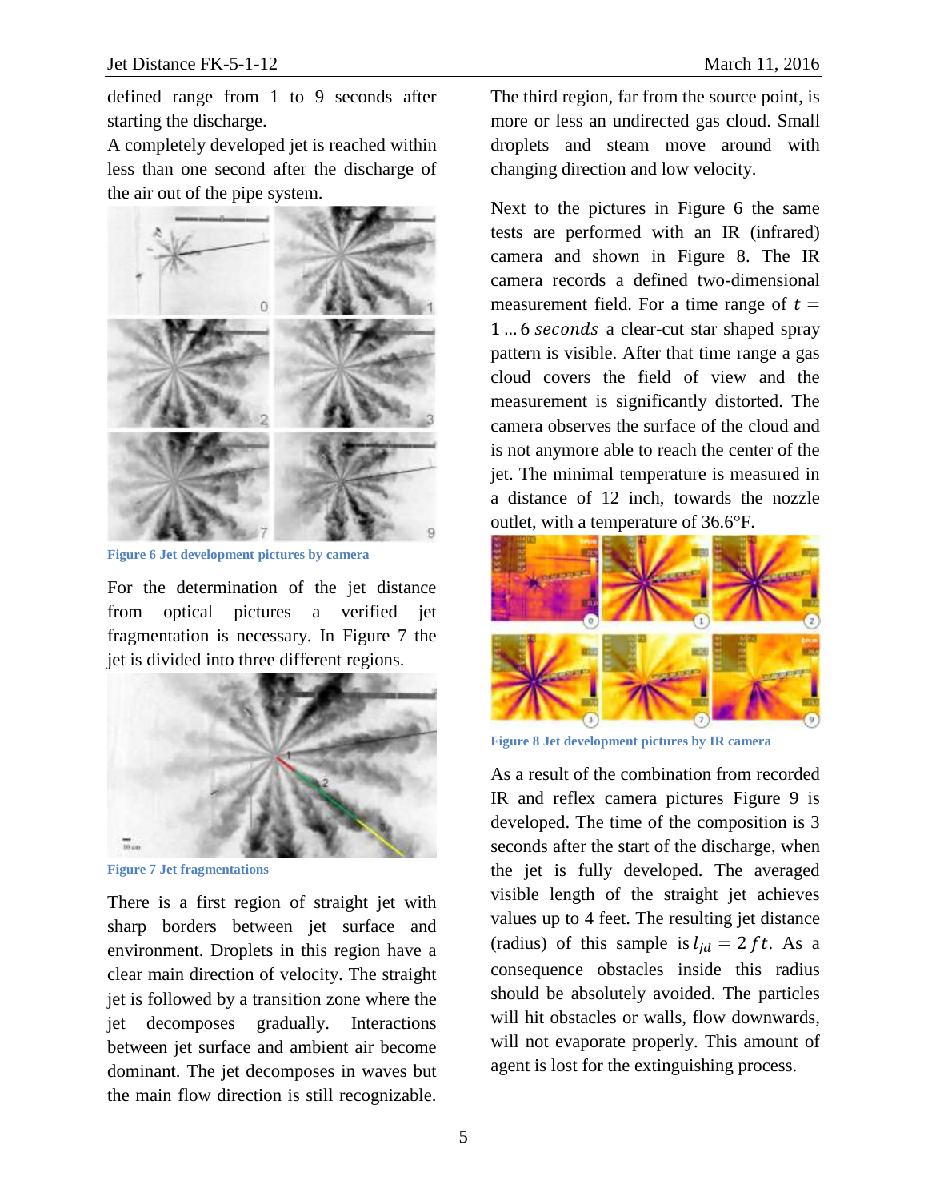defined range from 1 to 9 seconds after starting the discharge.

A completely developed jet is reached within less than one second after the discharge of the air out of the pipe system.

Figure 6 Jet development pictures by camera

For the determination of the jet distance from optical pictures a verified jet fragmentation is necessary. In Figure 7 the jet is divided into three different regions.

Figure 7 Jet fragmentations

There is a first region of straight jet with sharp borders between jet surface and environment. Droplets in this region have a clear main direction of velocity. The straight jet is followed by a transition zone where the jet decomposes gradually. Interactions between jet surface and ambient air become dominant. The jet decomposes in waves but the main flow direction is still recognizable.

The third region, far from the source point, is more or less an undirected gas cloud. Small droplets and steam move around with changing direction and low velocity.

Next to the pictures in Figure 6 the same tests are performed with an IR (infrared) camera and shown in Figure 8. The IR camera records a defined two-dimensional measurement field. For a time range of $t = 1 \ldots 6\ seconds$ a clear-cut star shaped spray pattern is visible. After that time range a gas cloud covers the field of view and the measurement is significantly distorted. The camera observes the surface of the cloud and is not anymore able to reach the center of the jet. The minimal temperature is measured in a distance of 12 inch, towards the nozzle outlet, with a temperature of 36.6°F.

Figure 8 Jet development pictures by IR camera

As a result of the combination from recorded IR and reflex camera pictures Figure 9 is developed. The time of the composition is 3 seconds after the start of the discharge, when the jet is fully developed. The averaged visible length of the straight jet achieves values up to 4 feet. The resulting jet distance (radius) of this sample is $l_{jd} = 2\,ft$. As a consequence obstacles inside this radius should be absolutely avoided. The particles will hit obstacles or walls, flow downwards, will not evaporate properly. This amount of agent is lost for the extinguishing process.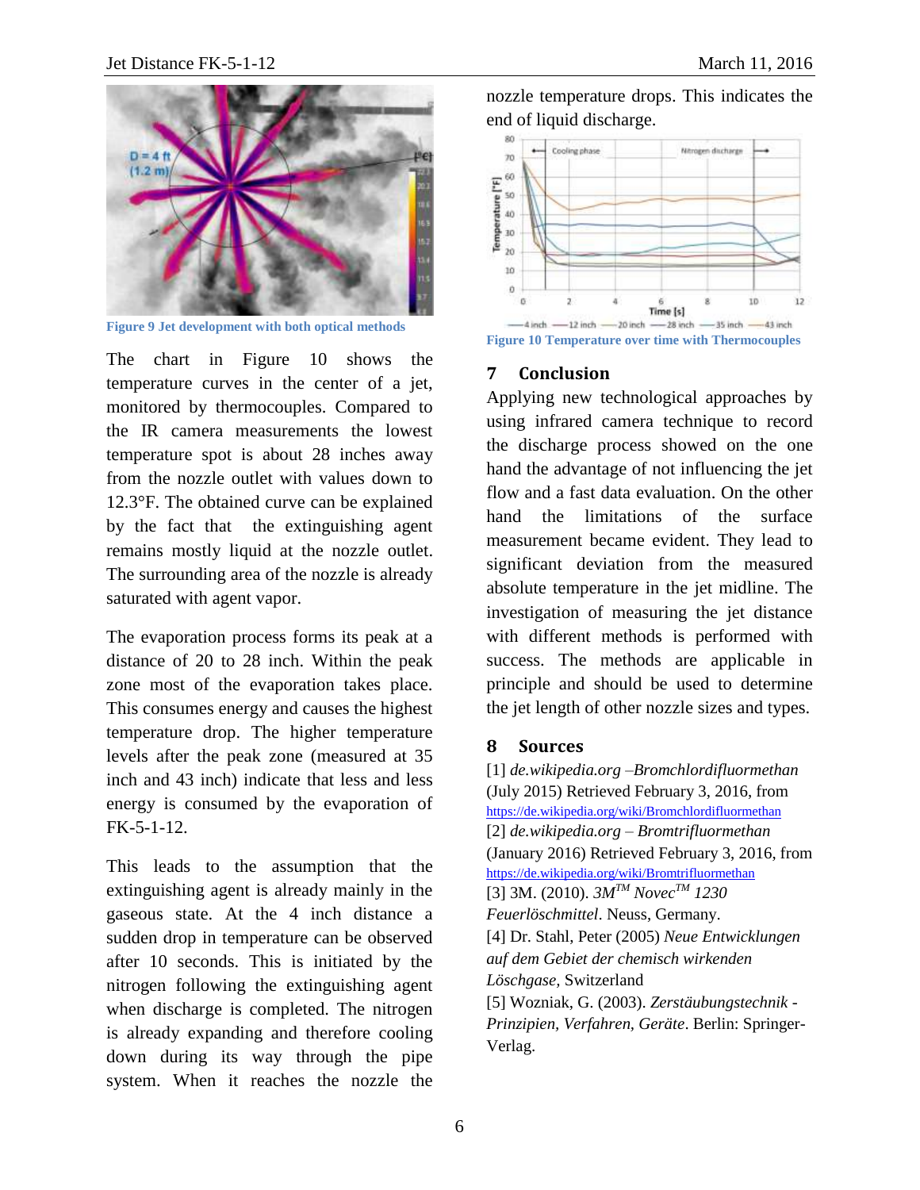D = 4 ft
(1.2 m)

[°C]

Figure 9 Jet development with both optical methods

The chart in Figure 10 shows the temperature curves in the center of a jet, monitored by thermocouples. Compared to the IR camera measurements the lowest temperature spot is about 28 inches away from the nozzle outlet with values down to 12.3°F. The obtained curve can be explained by the fact that the extinguishing agent remains mostly liquid at the nozzle outlet. The surrounding area of the nozzle is already saturated with agent vapor.

The evaporation process forms its peak at a distance of 20 to 28 inch. Within the peak zone most of the evaporation takes place. This consumes energy and causes the highest temperature drop. The higher temperature levels after the peak zone (measured at 35 inch and 43 inch) indicate that less and less energy is consumed by the evaporation of FK-5-1-12.

This leads to the assumption that the extinguishing agent is already mainly in the gaseous state. At the 4 inch distance a sudden drop in temperature can be observed after 10 seconds. This is initiated by the nitrogen following the extinguishing agent when discharge is completed. The nitrogen is already expanding and therefore cooling down during its way through the pipe system. When it reaches the nozzle the nozzle temperature drops. This indicates the end of liquid discharge.

Cooling phase

Nitrogen discharge

Temperature [°F]

80
70
60
50
40
30
20
10
0

0
2
4
6
8
10
12

Time [s]

4 inch — 12 inch — 20 inch — 28 inch — 35 inch — 43 inch

Figure 10 Temperature over time with Thermocouples

## 7 Conclusion

Applying new technological approaches by using infrared camera technique to record the discharge process showed on the one hand the advantage of not influencing the jet flow and a fast data evaluation. On the other hand the limitations of the surface measurement became evident. They lead to significant deviation from the measured absolute temperature in the jet midline. The investigation of measuring the jet distance with different methods is performed with success. The methods are applicable in principle and should be used to determine the jet length of other nozzle sizes and types.

## 8 Sources

[1] *de.wikipedia.org –Bromchlordifluormethan* (July 2015) Retrieved February 3, 2016, from https://de.wikipedia.org/wiki/Bromchlordifluormethan

[2] *de.wikipedia.org – Bromtrifluormethan* (January 2016) Retrieved February 3, 2016, from https://de.wikipedia.org/wiki/Bromtrifluormethan

[3] 3M. (2010). *3M™ Novec™ 1230 Feuerlöschmittel*. Neuss, Germany.

[4] Dr. Stahl, Peter (2005) *Neue Entwicklungen auf dem Gebiet der chemisch wirkenden Löschgase*, Switzerland

[5] Wozniak, G. (2003). *Zerstäubungstechnik - Prinzipien, Verfahren, Geräte*. Berlin: Springer-Verlag.